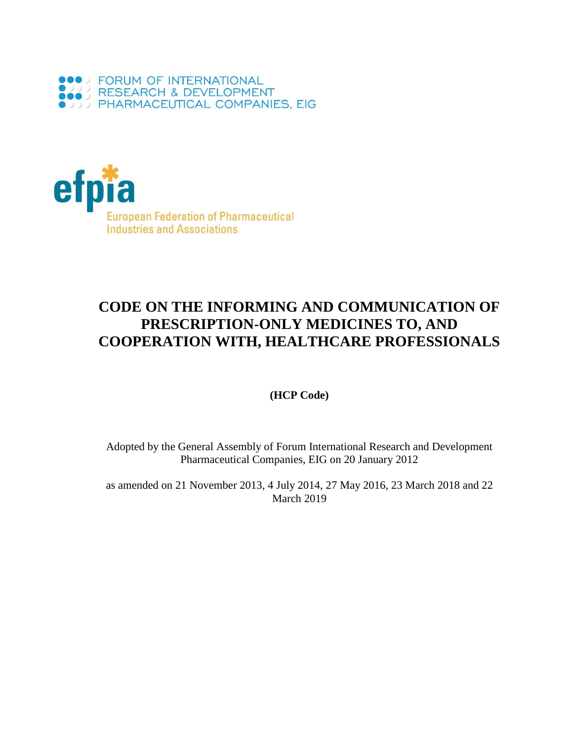FORUM OF INTERNATIONAL RESEARCH & DEVELOPMENT PHARMACEUTICAL COMPANIES, EIG

efpia

European Federation of Pharmaceutical Industries and Associations

# CODE ON THE INFORMING AND COMMUNICATION OF PRESCRIPTION-ONLY MEDICINES TO, AND COOPERATION WITH, HEALTHCARE PROFESSIONALS

**(HCP Code)**

Adopted by the General Assembly of Forum International Research and Development Pharmaceutical Companies, EIG on 20 January 2012

as amended on 21 November 2013, 4 July 2014, 27 May 2016, 23 March 2018 and 22 March 2019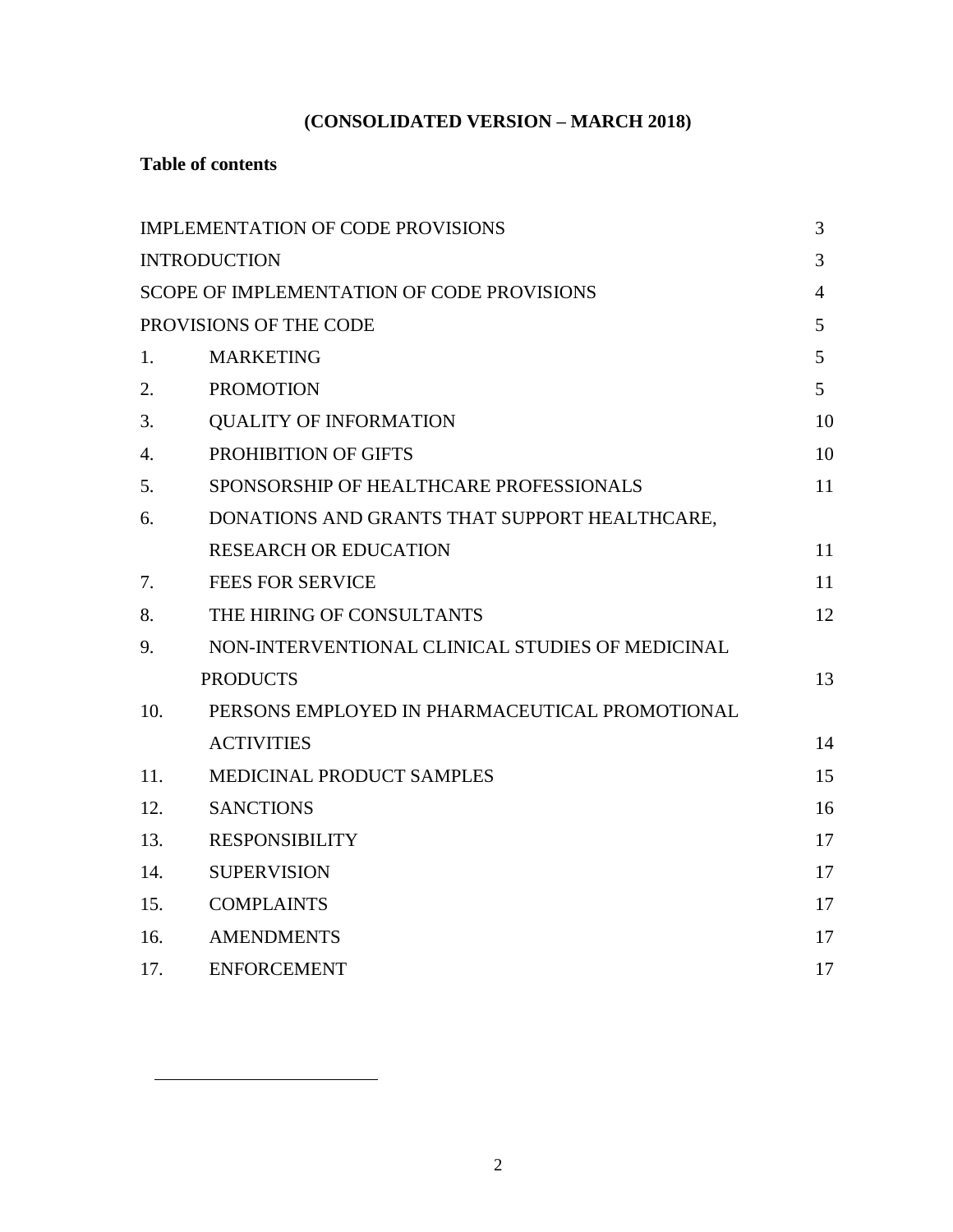**(CONSOLIDATED VERSION – MARCH 2018)**

**Table of contents**

| | | |
|---|---|---|
| IMPLEMENTATION OF CODE PROVISIONS | | 3 |
| INTRODUCTION | | 3 |
| SCOPE OF IMPLEMENTATION OF CODE PROVISIONS | | 4 |
| PROVISIONS OF THE CODE | | 5 |
| 1. | MARKETING | 5 |
| 2. | PROMOTION | 5 |
| 3. | QUALITY OF INFORMATION | 10 |
| 4. | PROHIBITION OF GIFTS | 10 |
| 5. | SPONSORSHIP OF HEALTHCARE PROFESSIONALS | 11 |
| 6. | DONATIONS AND GRANTS THAT SUPPORT HEALTHCARE, RESEARCH OR EDUCATION | 11 |
| 7. | FEES FOR SERVICE | 11 |
| 8. | THE HIRING OF CONSULTANTS | 12 |
| 9. | NON-INTERVENTIONAL CLINICAL STUDIES OF MEDICINAL PRODUCTS | 13 |
| 10. | PERSONS EMPLOYED IN PHARMACEUTICAL PROMOTIONAL ACTIVITIES | 14 |
| 11. | MEDICINAL PRODUCT SAMPLES | 15 |
| 12. | SANCTIONS | 16 |
| 13. | RESPONSIBILITY | 17 |
| 14. | SUPERVISION | 17 |
| 15. | COMPLAINTS | 17 |
| 16. | AMENDMENTS | 17 |
| 17. | ENFORCEMENT | 17 |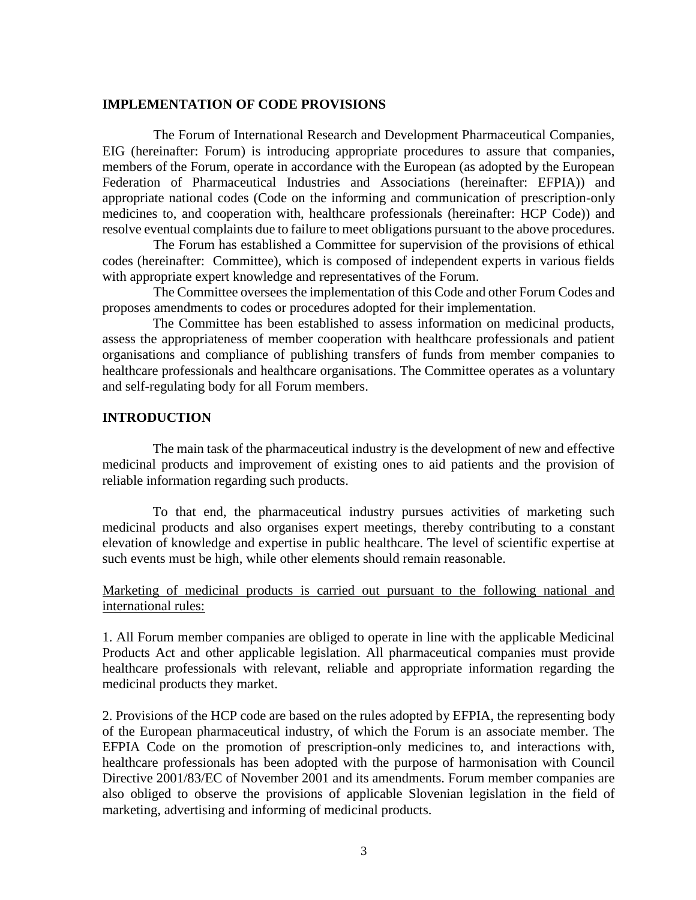## IMPLEMENTATION OF CODE PROVISIONS

The Forum of International Research and Development Pharmaceutical Companies, EIG (hereinafter: Forum) is introducing appropriate procedures to assure that companies, members of the Forum, operate in accordance with the European (as adopted by the European Federation of Pharmaceutical Industries and Associations (hereinafter: EFPIA)) and appropriate national codes (Code on the informing and communication of prescription-only medicines to, and cooperation with, healthcare professionals (hereinafter: HCP Code)) and resolve eventual complaints due to failure to meet obligations pursuant to the above procedures.

The Forum has established a Committee for supervision of the provisions of ethical codes (hereinafter: Committee), which is composed of independent experts in various fields with appropriate expert knowledge and representatives of the Forum.

The Committee oversees the implementation of this Code and other Forum Codes and proposes amendments to codes or procedures adopted for their implementation.

The Committee has been established to assess information on medicinal products, assess the appropriateness of member cooperation with healthcare professionals and patient organisations and compliance of publishing transfers of funds from member companies to healthcare professionals and healthcare organisations. The Committee operates as a voluntary and self-regulating body for all Forum members.

## INTRODUCTION

The main task of the pharmaceutical industry is the development of new and effective medicinal products and improvement of existing ones to aid patients and the provision of reliable information regarding such products.

To that end, the pharmaceutical industry pursues activities of marketing such medicinal products and also organises expert meetings, thereby contributing to a constant elevation of knowledge and expertise in public healthcare. The level of scientific expertise at such events must be high, while other elements should remain reasonable.

<u>Marketing of medicinal products is carried out pursuant to the following national and international rules:</u>

1. All Forum member companies are obliged to operate in line with the applicable Medicinal Products Act and other applicable legislation. All pharmaceutical companies must provide healthcare professionals with relevant, reliable and appropriate information regarding the medicinal products they market.

2. Provisions of the HCP code are based on the rules adopted by EFPIA, the representing body of the European pharmaceutical industry, of which the Forum is an associate member. The EFPIA Code on the promotion of prescription-only medicines to, and interactions with, healthcare professionals has been adopted with the purpose of harmonisation with Council Directive 2001/83/EC of November 2001 and its amendments. Forum member companies are also obliged to observe the provisions of applicable Slovenian legislation in the field of marketing, advertising and informing of medicinal products.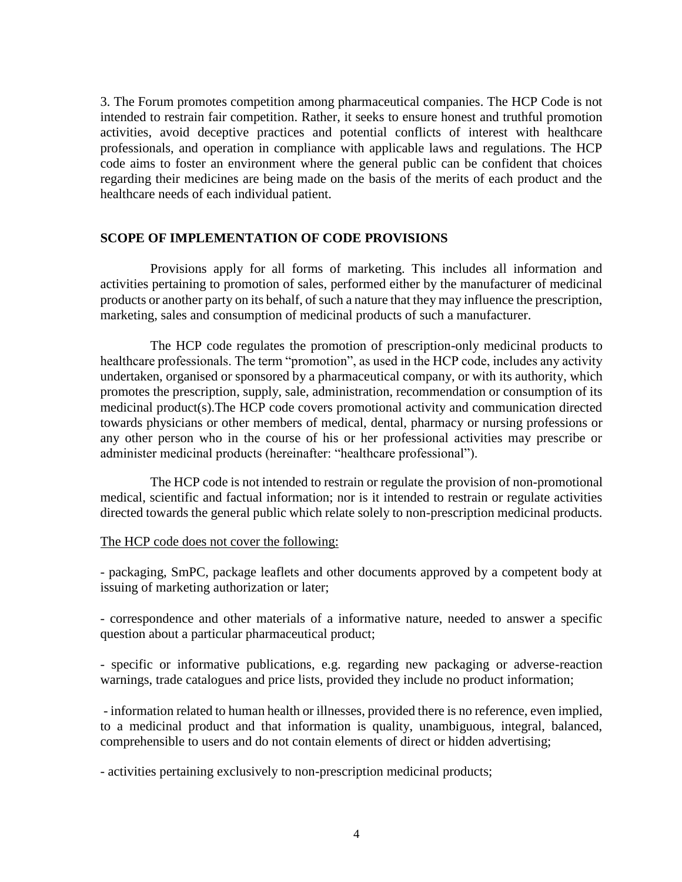3. The Forum promotes competition among pharmaceutical companies. The HCP Code is not intended to restrain fair competition. Rather, it seeks to ensure honest and truthful promotion activities, avoid deceptive practices and potential conflicts of interest with healthcare professionals, and operation in compliance with applicable laws and regulations. The HCP code aims to foster an environment where the general public can be confident that choices regarding their medicines are being made on the basis of the merits of each product and the healthcare needs of each individual patient.

## SCOPE OF IMPLEMENTATION OF CODE PROVISIONS

Provisions apply for all forms of marketing. This includes all information and activities pertaining to promotion of sales, performed either by the manufacturer of medicinal products or another party on its behalf, of such a nature that they may influence the prescription, marketing, sales and consumption of medicinal products of such a manufacturer.

The HCP code regulates the promotion of prescription-only medicinal products to healthcare professionals. The term "promotion", as used in the HCP code, includes any activity undertaken, organised or sponsored by a pharmaceutical company, or with its authority, which promotes the prescription, supply, sale, administration, recommendation or consumption of its medicinal product(s).The HCP code covers promotional activity and communication directed towards physicians or other members of medical, dental, pharmacy or nursing professions or any other person who in the course of his or her professional activities may prescribe or administer medicinal products (hereinafter: "healthcare professional").

The HCP code is not intended to restrain or regulate the provision of non-promotional medical, scientific and factual information; nor is it intended to restrain or regulate activities directed towards the general public which relate solely to non-prescription medicinal products.

<u>The HCP code does not cover the following:</u>

- packaging, SmPC, package leaflets and other documents approved by a competent body at issuing of marketing authorization or later;

- correspondence and other materials of a informative nature, needed to answer a specific question about a particular pharmaceutical product;

- specific or informative publications, e.g. regarding new packaging or adverse-reaction warnings, trade catalogues and price lists, provided they include no product information;

- information related to human health or illnesses, provided there is no reference, even implied, to a medicinal product and that information is quality, unambiguous, integral, balanced, comprehensible to users and do not contain elements of direct or hidden advertising;

- activities pertaining exclusively to non-prescription medicinal products;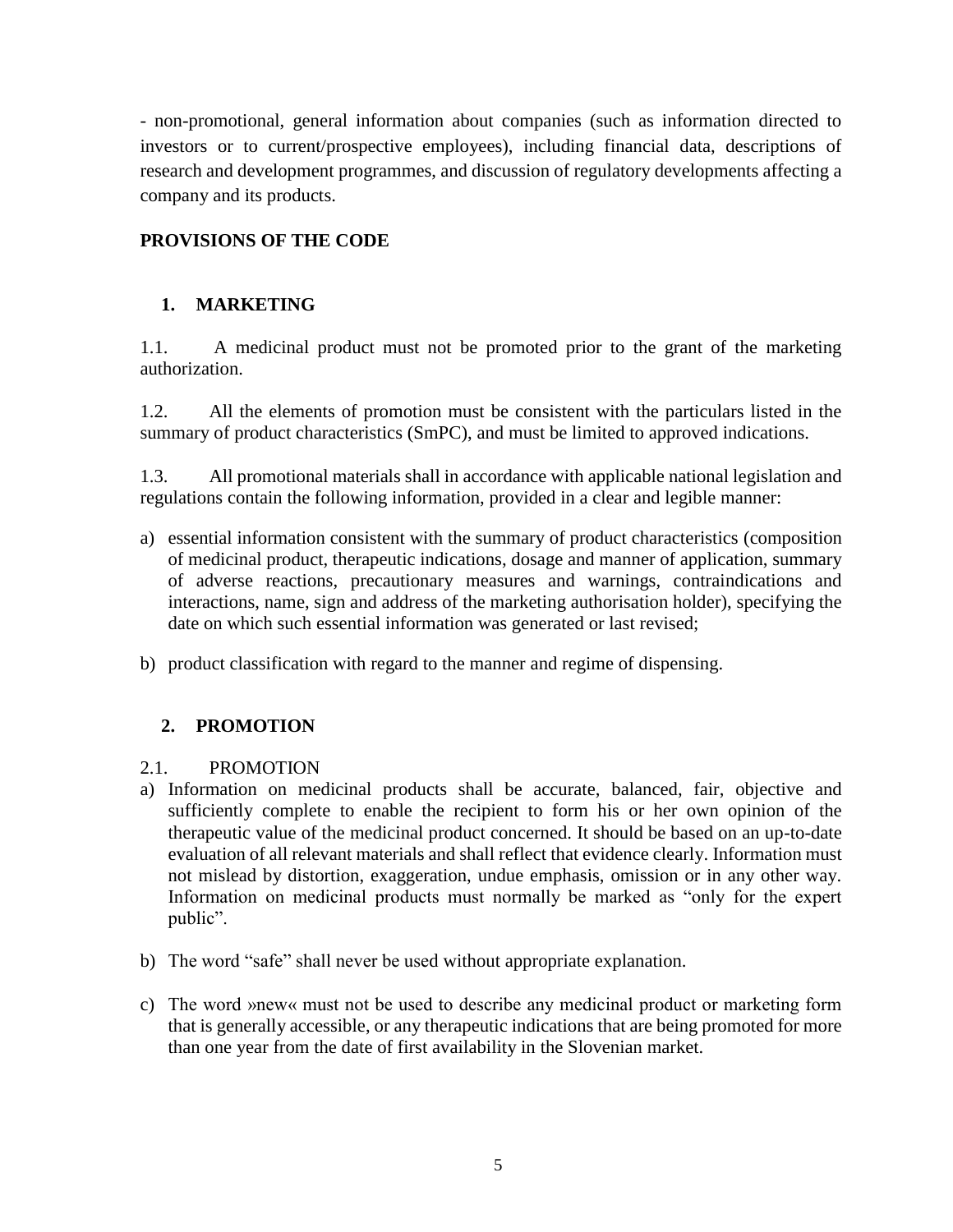- non-promotional, general information about companies (such as information directed to investors or to current/prospective employees), including financial data, descriptions of research and development programmes, and discussion of regulatory developments affecting a company and its products.

## PROVISIONS OF THE CODE

### 1. MARKETING

1.1. A medicinal product must not be promoted prior to the grant of the marketing authorization.

1.2. All the elements of promotion must be consistent with the particulars listed in the summary of product characteristics (SmPC), and must be limited to approved indications.

1.3. All promotional materials shall in accordance with applicable national legislation and regulations contain the following information, provided in a clear and legible manner:

a) essential information consistent with the summary of product characteristics (composition of medicinal product, therapeutic indications, dosage and manner of application, summary of adverse reactions, precautionary measures and warnings, contraindications and interactions, name, sign and address of the marketing authorisation holder), specifying the date on which such essential information was generated or last revised;

b) product classification with regard to the manner and regime of dispensing.

### 2. PROMOTION

2.1. PROMOTION

a) Information on medicinal products shall be accurate, balanced, fair, objective and sufficiently complete to enable the recipient to form his or her own opinion of the therapeutic value of the medicinal product concerned. It should be based on an up-to-date evaluation of all relevant materials and shall reflect that evidence clearly. Information must not mislead by distortion, exaggeration, undue emphasis, omission or in any other way. Information on medicinal products must normally be marked as "only for the expert public".

b) The word "safe" shall never be used without appropriate explanation.

c) The word »new« must not be used to describe any medicinal product or marketing form that is generally accessible, or any therapeutic indications that are being promoted for more than one year from the date of first availability in the Slovenian market.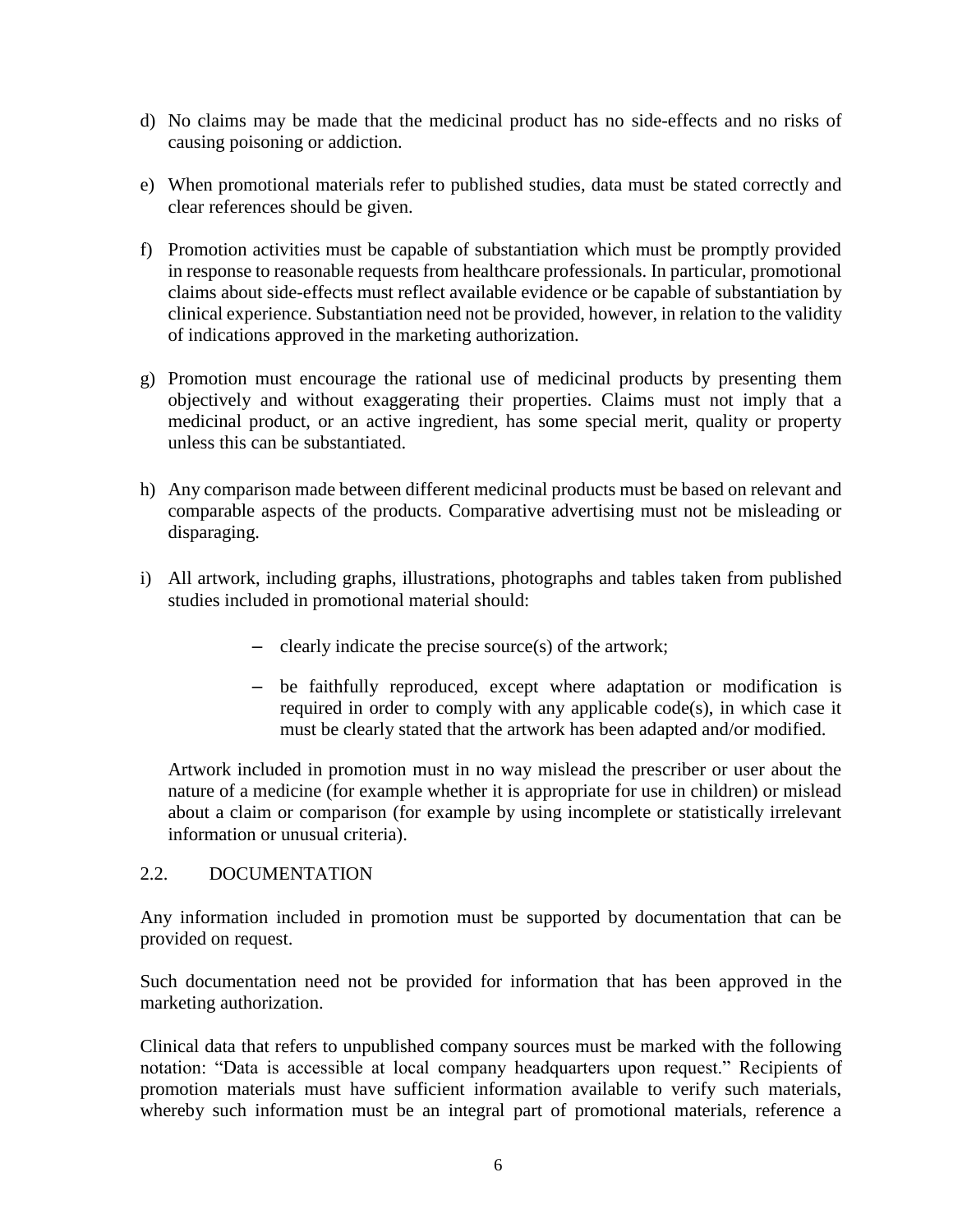d) No claims may be made that the medicinal product has no side-effects and no risks of causing poisoning or addiction.

e) When promotional materials refer to published studies, data must be stated correctly and clear references should be given.

f) Promotion activities must be capable of substantiation which must be promptly provided in response to reasonable requests from healthcare professionals. In particular, promotional claims about side-effects must reflect available evidence or be capable of substantiation by clinical experience. Substantiation need not be provided, however, in relation to the validity of indications approved in the marketing authorization.

g) Promotion must encourage the rational use of medicinal products by presenting them objectively and without exaggerating their properties. Claims must not imply that a medicinal product, or an active ingredient, has some special merit, quality or property unless this can be substantiated.

h) Any comparison made between different medicinal products must be based on relevant and comparable aspects of the products. Comparative advertising must not be misleading or disparaging.

i) All artwork, including graphs, illustrations, photographs and tables taken from published studies included in promotional material should:

   - clearly indicate the precise source(s) of the artwork;
   - be faithfully reproduced, except where adaptation or modification is required in order to comply with any applicable code(s), in which case it must be clearly stated that the artwork has been adapted and/or modified.

   Artwork included in promotion must in no way mislead the prescriber or user about the nature of a medicine (for example whether it is appropriate for use in children) or mislead about a claim or comparison (for example by using incomplete or statistically irrelevant information or unusual criteria).

## 2.2. DOCUMENTATION

Any information included in promotion must be supported by documentation that can be provided on request.

Such documentation need not be provided for information that has been approved in the marketing authorization.

Clinical data that refers to unpublished company sources must be marked with the following notation: "Data is accessible at local company headquarters upon request." Recipients of promotion materials must have sufficient information available to verify such materials, whereby such information must be an integral part of promotional materials, reference a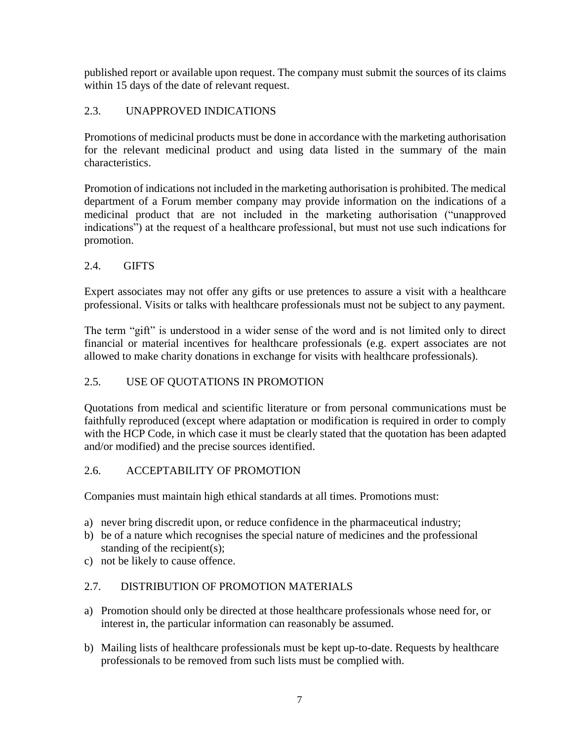published report or available upon request. The company must submit the sources of its claims within 15 days of the date of relevant request.

### 2.3. UNAPPROVED INDICATIONS

Promotions of medicinal products must be done in accordance with the marketing authorisation for the relevant medicinal product and using data listed in the summary of the main characteristics.

Promotion of indications not included in the marketing authorisation is prohibited. The medical department of a Forum member company may provide information on the indications of a medicinal product that are not included in the marketing authorisation ("unapproved indications") at the request of a healthcare professional, but must not use such indications for promotion.

### 2.4. GIFTS

Expert associates may not offer any gifts or use pretences to assure a visit with a healthcare professional. Visits or talks with healthcare professionals must not be subject to any payment.

The term "gift" is understood in a wider sense of the word and is not limited only to direct financial or material incentives for healthcare professionals (e.g. expert associates are not allowed to make charity donations in exchange for visits with healthcare professionals).

### 2.5. USE OF QUOTATIONS IN PROMOTION

Quotations from medical and scientific literature or from personal communications must be faithfully reproduced (except where adaptation or modification is required in order to comply with the HCP Code, in which case it must be clearly stated that the quotation has been adapted and/or modified) and the precise sources identified.

### 2.6. ACCEPTABILITY OF PROMOTION

Companies must maintain high ethical standards at all times. Promotions must:

a) never bring discredit upon, or reduce confidence in the pharmaceutical industry;
b) be of a nature which recognises the special nature of medicines and the professional standing of the recipient(s);
c) not be likely to cause offence.

### 2.7. DISTRIBUTION OF PROMOTION MATERIALS

a) Promotion should only be directed at those healthcare professionals whose need for, or interest in, the particular information can reasonably be assumed.

b) Mailing lists of healthcare professionals must be kept up-to-date. Requests by healthcare professionals to be removed from such lists must be complied with.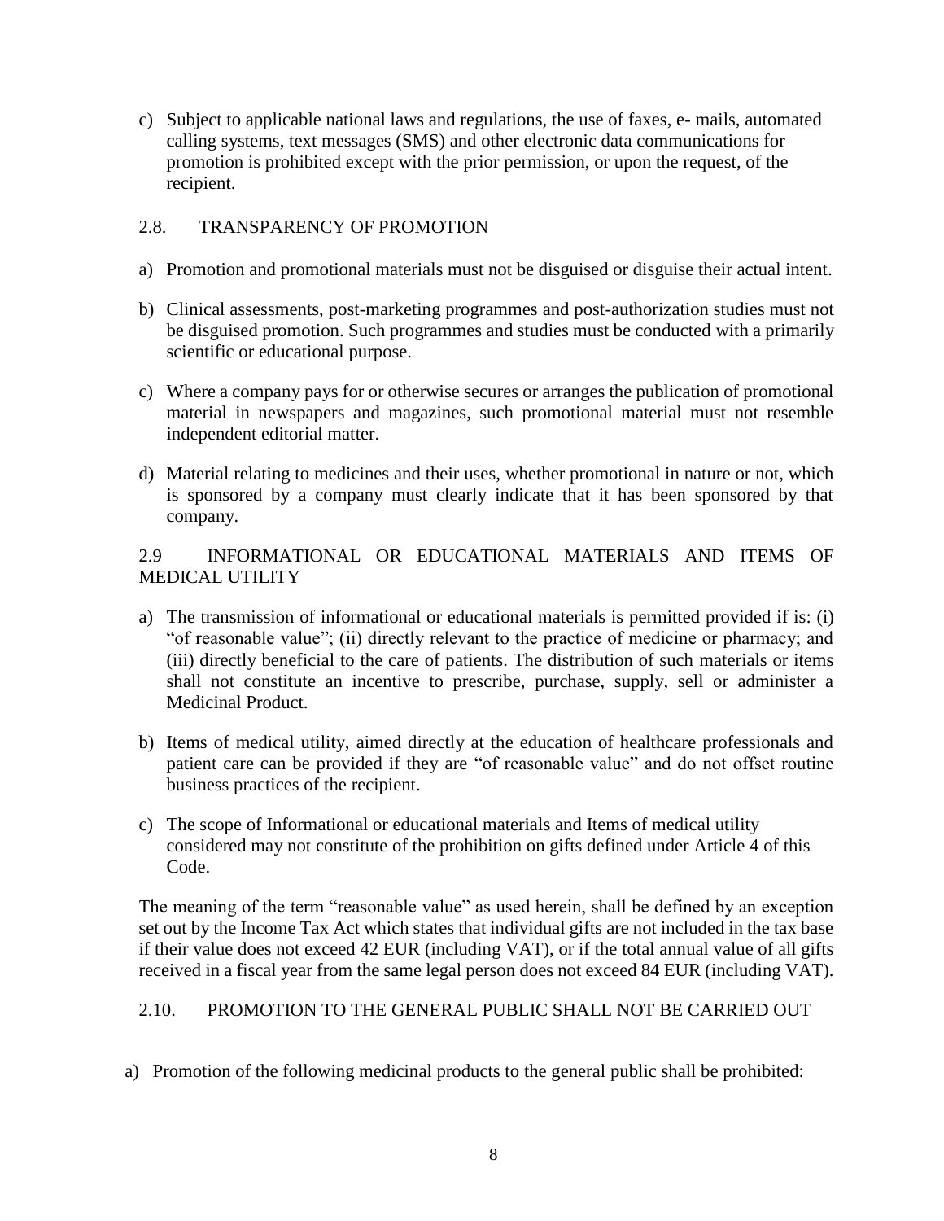c) Subject to applicable national laws and regulations, the use of faxes, e- mails, automated calling systems, text messages (SMS) and other electronic data communications for promotion is prohibited except with the prior permission, or upon the request, of the recipient.

## 2.8. TRANSPARENCY OF PROMOTION

a) Promotion and promotional materials must not be disguised or disguise their actual intent.

b) Clinical assessments, post-marketing programmes and post-authorization studies must not be disguised promotion. Such programmes and studies must be conducted with a primarily scientific or educational purpose.

c) Where a company pays for or otherwise secures or arranges the publication of promotional material in newspapers and magazines, such promotional material must not resemble independent editorial matter.

d) Material relating to medicines and their uses, whether promotional in nature or not, which is sponsored by a company must clearly indicate that it has been sponsored by that company.

## 2.9 INFORMATIONAL OR EDUCATIONAL MATERIALS AND ITEMS OF MEDICAL UTILITY

a) The transmission of informational or educational materials is permitted provided if is: (i) "of reasonable value"; (ii) directly relevant to the practice of medicine or pharmacy; and (iii) directly beneficial to the care of patients. The distribution of such materials or items shall not constitute an incentive to prescribe, purchase, supply, sell or administer a Medicinal Product.

b) Items of medical utility, aimed directly at the education of healthcare professionals and patient care can be provided if they are "of reasonable value" and do not offset routine business practices of the recipient.

c) The scope of Informational or educational materials and Items of medical utility considered may not constitute of the prohibition on gifts defined under Article 4 of this Code.

The meaning of the term "reasonable value" as used herein, shall be defined by an exception set out by the Income Tax Act which states that individual gifts are not included in the tax base if their value does not exceed 42 EUR (including VAT), or if the total annual value of all gifts received in a fiscal year from the same legal person does not exceed 84 EUR (including VAT).

## 2.10. PROMOTION TO THE GENERAL PUBLIC SHALL NOT BE CARRIED OUT

a) Promotion of the following medicinal products to the general public shall be prohibited: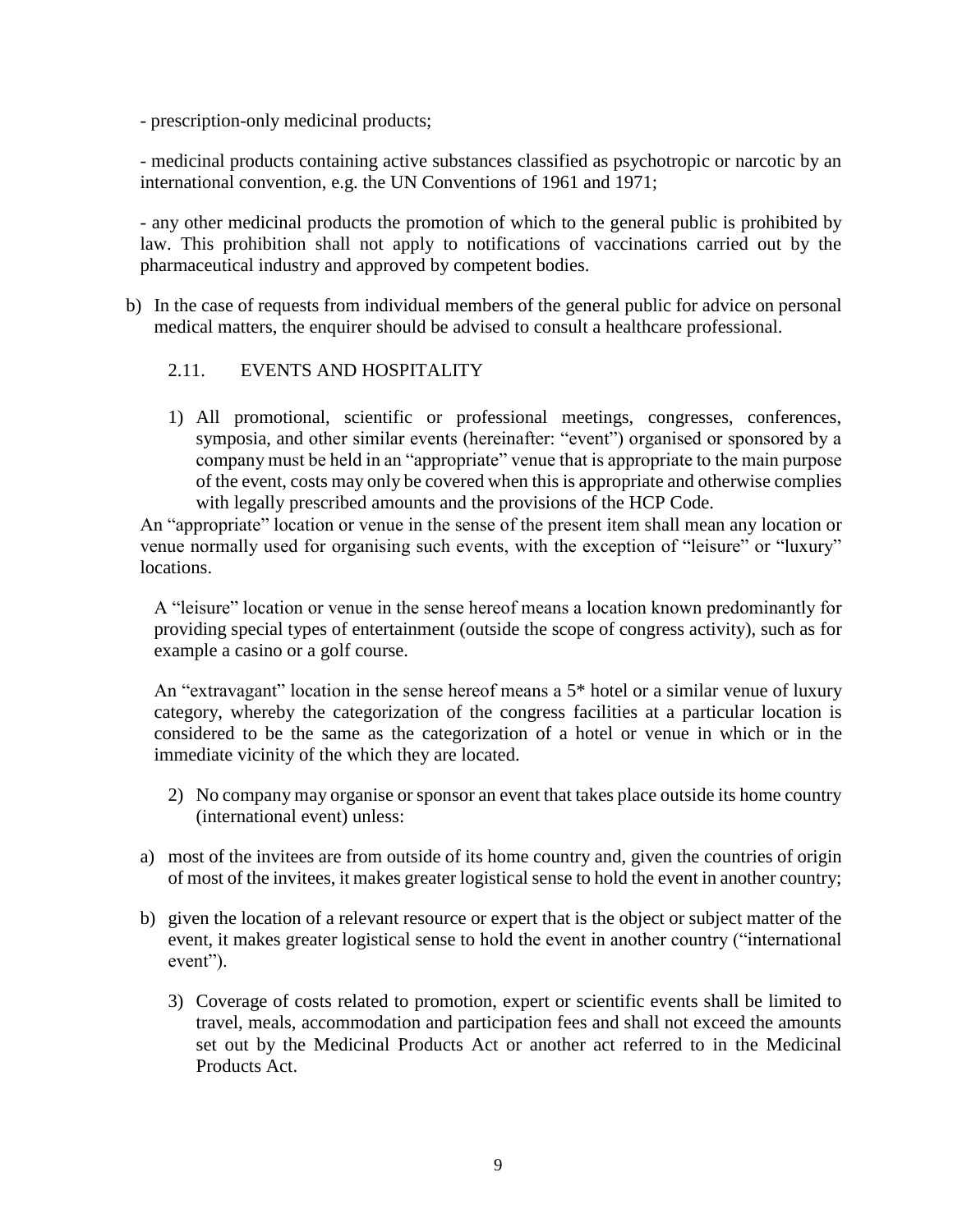- prescription-only medicinal products;

- medicinal products containing active substances classified as psychotropic or narcotic by an international convention, e.g. the UN Conventions of 1961 and 1971;

- any other medicinal products the promotion of which to the general public is prohibited by law. This prohibition shall not apply to notifications of vaccinations carried out by the pharmaceutical industry and approved by competent bodies.

b) In the case of requests from individual members of the general public for advice on personal medical matters, the enquirer should be advised to consult a healthcare professional.

### 2.11. EVENTS AND HOSPITALITY

1) All promotional, scientific or professional meetings, congresses, conferences, symposia, and other similar events (hereinafter: "event") organised or sponsored by a company must be held in an "appropriate" venue that is appropriate to the main purpose of the event, costs may only be covered when this is appropriate and otherwise complies with legally prescribed amounts and the provisions of the HCP Code.

An "appropriate" location or venue in the sense of the present item shall mean any location or venue normally used for organising such events, with the exception of "leisure" or "luxury" locations.

A "leisure" location or venue in the sense hereof means a location known predominantly for providing special types of entertainment (outside the scope of congress activity), such as for example a casino or a golf course.

An "extravagant" location in the sense hereof means a 5* hotel or a similar venue of luxury category, whereby the categorization of the congress facilities at a particular location is considered to be the same as the categorization of a hotel or venue in which or in the immediate vicinity of the which they are located.

2) No company may organise or sponsor an event that takes place outside its home country (international event) unless:

a) most of the invitees are from outside of its home country and, given the countries of origin of most of the invitees, it makes greater logistical sense to hold the event in another country;

b) given the location of a relevant resource or expert that is the object or subject matter of the event, it makes greater logistical sense to hold the event in another country ("international event").

3) Coverage of costs related to promotion, expert or scientific events shall be limited to travel, meals, accommodation and participation fees and shall not exceed the amounts set out by the Medicinal Products Act or another act referred to in the Medicinal Products Act.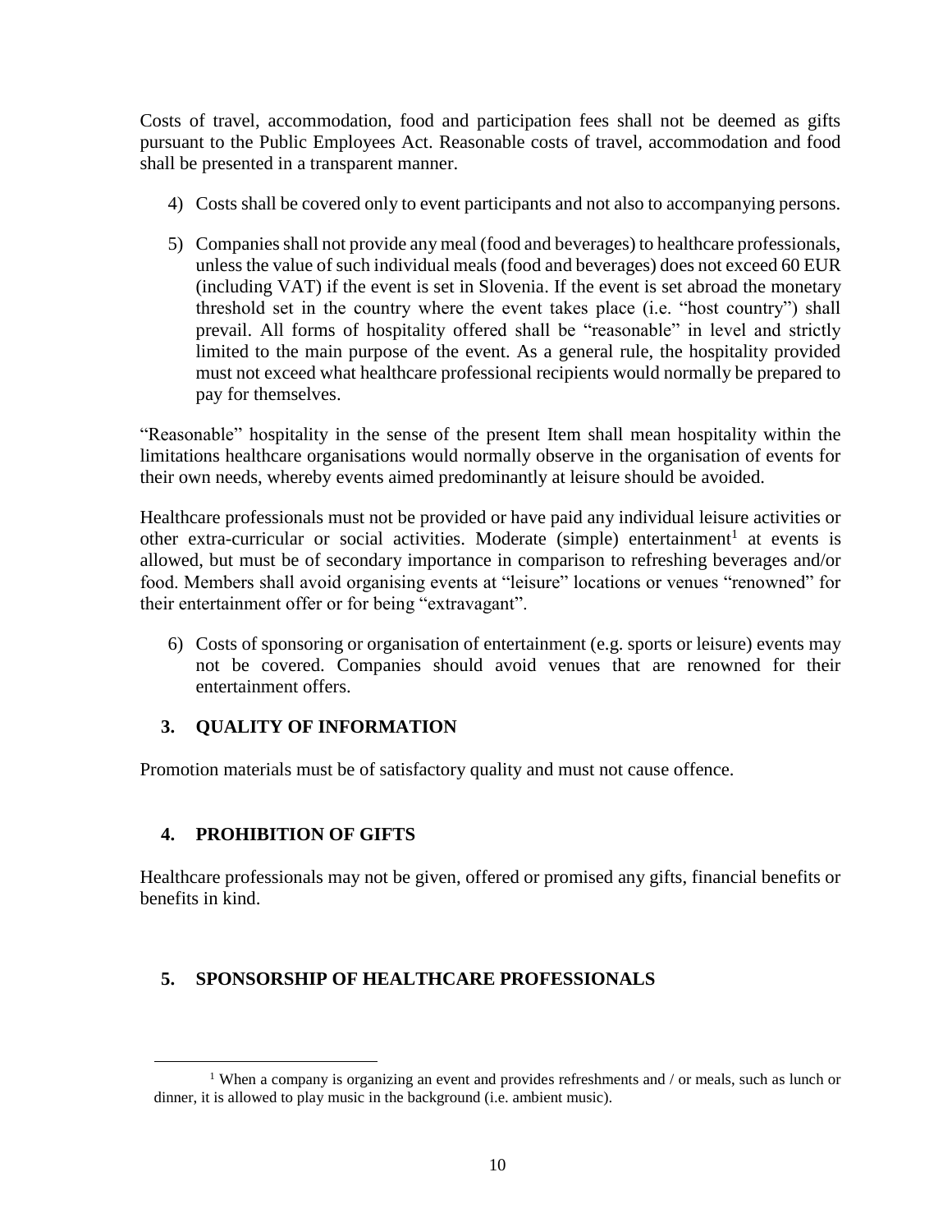Costs of travel, accommodation, food and participation fees shall not be deemed as gifts pursuant to the Public Employees Act. Reasonable costs of travel, accommodation and food shall be presented in a transparent manner.

4) Costs shall be covered only to event participants and not also to accompanying persons.

5) Companies shall not provide any meal (food and beverages) to healthcare professionals, unless the value of such individual meals (food and beverages) does not exceed 60 EUR (including VAT) if the event is set in Slovenia. If the event is set abroad the monetary threshold set in the country where the event takes place (i.e. "host country") shall prevail. All forms of hospitality offered shall be "reasonable" in level and strictly limited to the main purpose of the event. As a general rule, the hospitality provided must not exceed what healthcare professional recipients would normally be prepared to pay for themselves.

"Reasonable" hospitality in the sense of the present Item shall mean hospitality within the limitations healthcare organisations would normally observe in the organisation of events for their own needs, whereby events aimed predominantly at leisure should be avoided.

Healthcare professionals must not be provided or have paid any individual leisure activities or other extra-curricular or social activities. Moderate (simple) entertainment[1] at events is allowed, but must be of secondary importance in comparison to refreshing beverages and/or food. Members shall avoid organising events at "leisure" locations or venues "renowned" for their entertainment offer or for being "extravagant".

6) Costs of sponsoring or organisation of entertainment (e.g. sports or leisure) events may not be covered. Companies should avoid venues that are renowned for their entertainment offers.

## 3. QUALITY OF INFORMATION

Promotion materials must be of satisfactory quality and must not cause offence.

## 4. PROHIBITION OF GIFTS

Healthcare professionals may not be given, offered or promised any gifts, financial benefits or benefits in kind.

## 5. SPONSORSHIP OF HEALTHCARE PROFESSIONALS

[1] When a company is organizing an event and provides refreshments and / or meals, such as lunch or dinner, it is allowed to play music in the background (i.e. ambient music).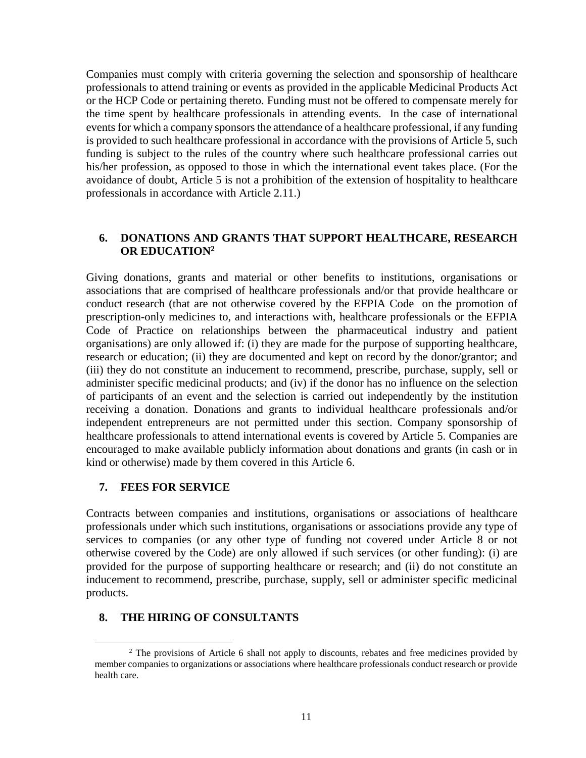Companies must comply with criteria governing the selection and sponsorship of healthcare professionals to attend training or events as provided in the applicable Medicinal Products Act or the HCP Code or pertaining thereto. Funding must not be offered to compensate merely for the time spent by healthcare professionals in attending events. In the case of international events for which a company sponsors the attendance of a healthcare professional, if any funding is provided to such healthcare professional in accordance with the provisions of Article 5, such funding is subject to the rules of the country where such healthcare professional carries out his/her profession, as opposed to those in which the international event takes place. (For the avoidance of doubt, Article 5 is not a prohibition of the extension of hospitality to healthcare professionals in accordance with Article 2.11.)

## 6. DONATIONS AND GRANTS THAT SUPPORT HEALTHCARE, RESEARCH OR EDUCATION[2]

Giving donations, grants and material or other benefits to institutions, organisations or associations that are comprised of healthcare professionals and/or that provide healthcare or conduct research (that are not otherwise covered by the EFPIA Code on the promotion of prescription-only medicines to, and interactions with, healthcare professionals or the EFPIA Code of Practice on relationships between the pharmaceutical industry and patient organisations) are only allowed if: (i) they are made for the purpose of supporting healthcare, research or education; (ii) they are documented and kept on record by the donor/grantor; and (iii) they do not constitute an inducement to recommend, prescribe, purchase, supply, sell or administer specific medicinal products; and (iv) if the donor has no influence on the selection of participants of an event and the selection is carried out independently by the institution receiving a donation. Donations and grants to individual healthcare professionals and/or independent entrepreneurs are not permitted under this section. Company sponsorship of healthcare professionals to attend international events is covered by Article 5. Companies are encouraged to make available publicly information about donations and grants (in cash or in kind or otherwise) made by them covered in this Article 6.

## 7. FEES FOR SERVICE

Contracts between companies and institutions, organisations or associations of healthcare professionals under which such institutions, organisations or associations provide any type of services to companies (or any other type of funding not covered under Article 8 or not otherwise covered by the Code) are only allowed if such services (or other funding): (i) are provided for the purpose of supporting healthcare or research; and (ii) do not constitute an inducement to recommend, prescribe, purchase, supply, sell or administer specific medicinal products.

## 8. THE HIRING OF CONSULTANTS

[2] The provisions of Article 6 shall not apply to discounts, rebates and free medicines provided by member companies to organizations or associations where healthcare professionals conduct research or provide health care.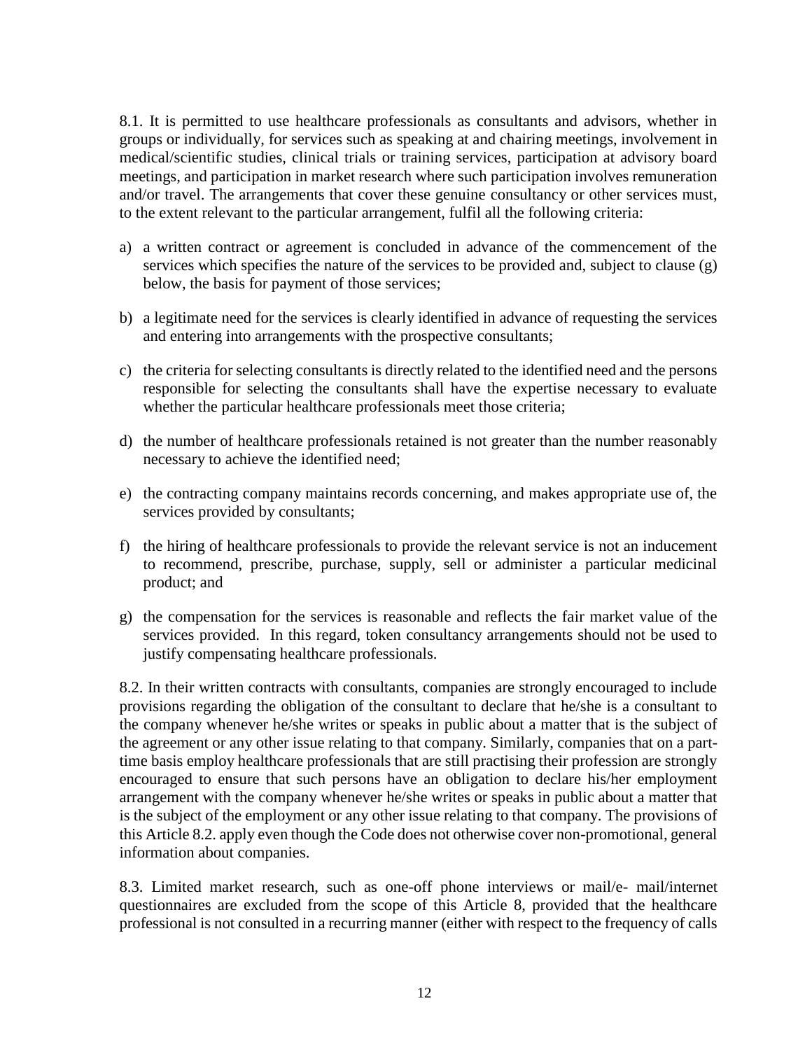8.1. It is permitted to use healthcare professionals as consultants and advisors, whether in groups or individually, for services such as speaking at and chairing meetings, involvement in medical/scientific studies, clinical trials or training services, participation at advisory board meetings, and participation in market research where such participation involves remuneration and/or travel. The arrangements that cover these genuine consultancy or other services must, to the extent relevant to the particular arrangement, fulfil all the following criteria:

a) a written contract or agreement is concluded in advance of the commencement of the services which specifies the nature of the services to be provided and, subject to clause (g) below, the basis for payment of those services;

b) a legitimate need for the services is clearly identified in advance of requesting the services and entering into arrangements with the prospective consultants;

c) the criteria for selecting consultants is directly related to the identified need and the persons responsible for selecting the consultants shall have the expertise necessary to evaluate whether the particular healthcare professionals meet those criteria;

d) the number of healthcare professionals retained is not greater than the number reasonably necessary to achieve the identified need;

e) the contracting company maintains records concerning, and makes appropriate use of, the services provided by consultants;

f) the hiring of healthcare professionals to provide the relevant service is not an inducement to recommend, prescribe, purchase, supply, sell or administer a particular medicinal product; and

g) the compensation for the services is reasonable and reflects the fair market value of the services provided. In this regard, token consultancy arrangements should not be used to justify compensating healthcare professionals.

8.2. In their written contracts with consultants, companies are strongly encouraged to include provisions regarding the obligation of the consultant to declare that he/she is a consultant to the company whenever he/she writes or speaks in public about a matter that is the subject of the agreement or any other issue relating to that company. Similarly, companies that on a part-time basis employ healthcare professionals that are still practising their profession are strongly encouraged to ensure that such persons have an obligation to declare his/her employment arrangement with the company whenever he/she writes or speaks in public about a matter that is the subject of the employment or any other issue relating to that company. The provisions of this Article 8.2. apply even though the Code does not otherwise cover non-promotional, general information about companies.

8.3. Limited market research, such as one-off phone interviews or mail/e- mail/internet questionnaires are excluded from the scope of this Article 8, provided that the healthcare professional is not consulted in a recurring manner (either with respect to the frequency of calls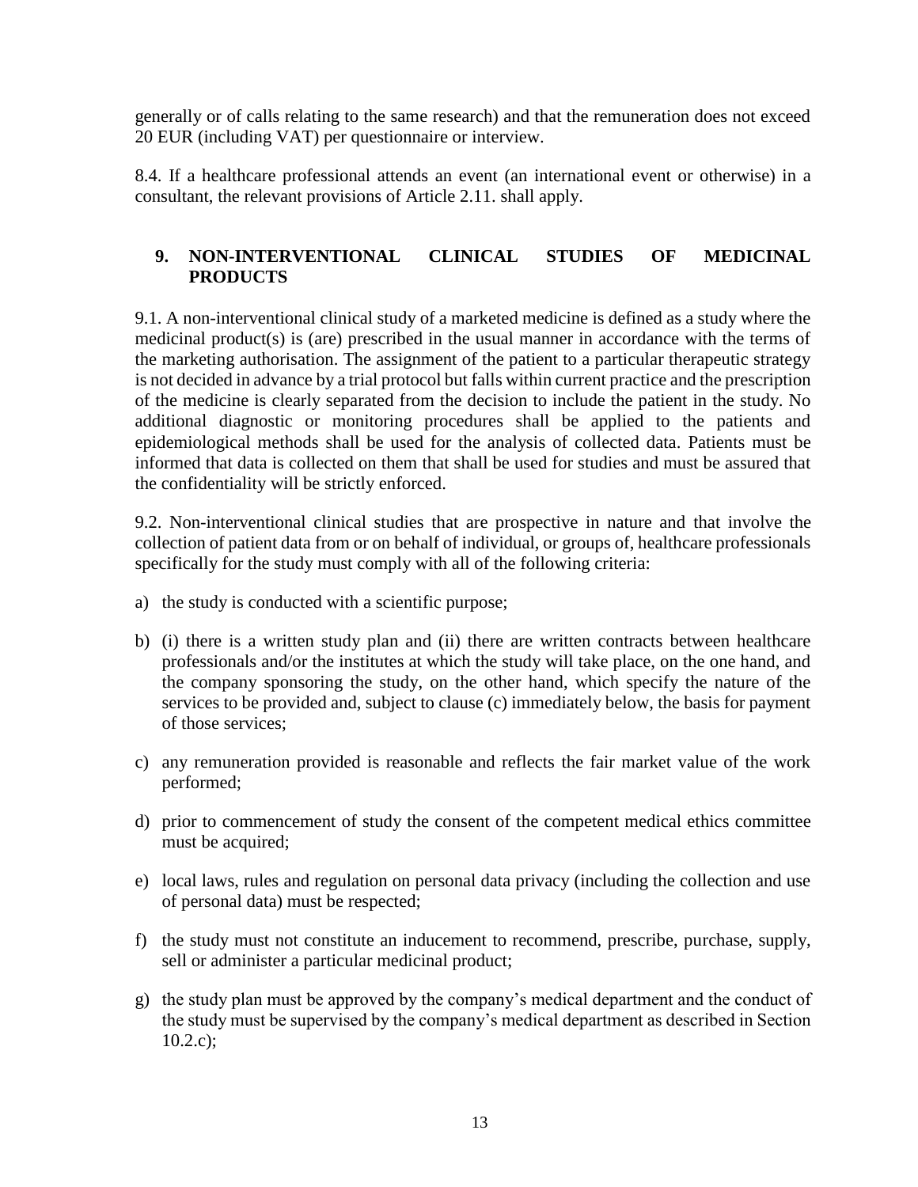generally or of calls relating to the same research) and that the remuneration does not exceed 20 EUR (including VAT) per questionnaire or interview.

8.4. If a healthcare professional attends an event (an international event or otherwise) in a consultant, the relevant provisions of Article 2.11. shall apply.

## 9. NON-INTERVENTIONAL CLINICAL STUDIES OF MEDICINAL PRODUCTS

9.1. A non-interventional clinical study of a marketed medicine is defined as a study where the medicinal product(s) is (are) prescribed in the usual manner in accordance with the terms of the marketing authorisation. The assignment of the patient to a particular therapeutic strategy is not decided in advance by a trial protocol but falls within current practice and the prescription of the medicine is clearly separated from the decision to include the patient in the study. No additional diagnostic or monitoring procedures shall be applied to the patients and epidemiological methods shall be used for the analysis of collected data. Patients must be informed that data is collected on them that shall be used for studies and must be assured that the confidentiality will be strictly enforced.

9.2. Non-interventional clinical studies that are prospective in nature and that involve the collection of patient data from or on behalf of individual, or groups of, healthcare professionals specifically for the study must comply with all of the following criteria:

a) the study is conducted with a scientific purpose;

b) (i) there is a written study plan and (ii) there are written contracts between healthcare professionals and/or the institutes at which the study will take place, on the one hand, and the company sponsoring the study, on the other hand, which specify the nature of the services to be provided and, subject to clause (c) immediately below, the basis for payment of those services;

c) any remuneration provided is reasonable and reflects the fair market value of the work performed;

d) prior to commencement of study the consent of the competent medical ethics committee must be acquired;

e) local laws, rules and regulation on personal data privacy (including the collection and use of personal data) must be respected;

f) the study must not constitute an inducement to recommend, prescribe, purchase, supply, sell or administer a particular medicinal product;

g) the study plan must be approved by the company's medical department and the conduct of the study must be supervised by the company's medical department as described in Section 10.2.c);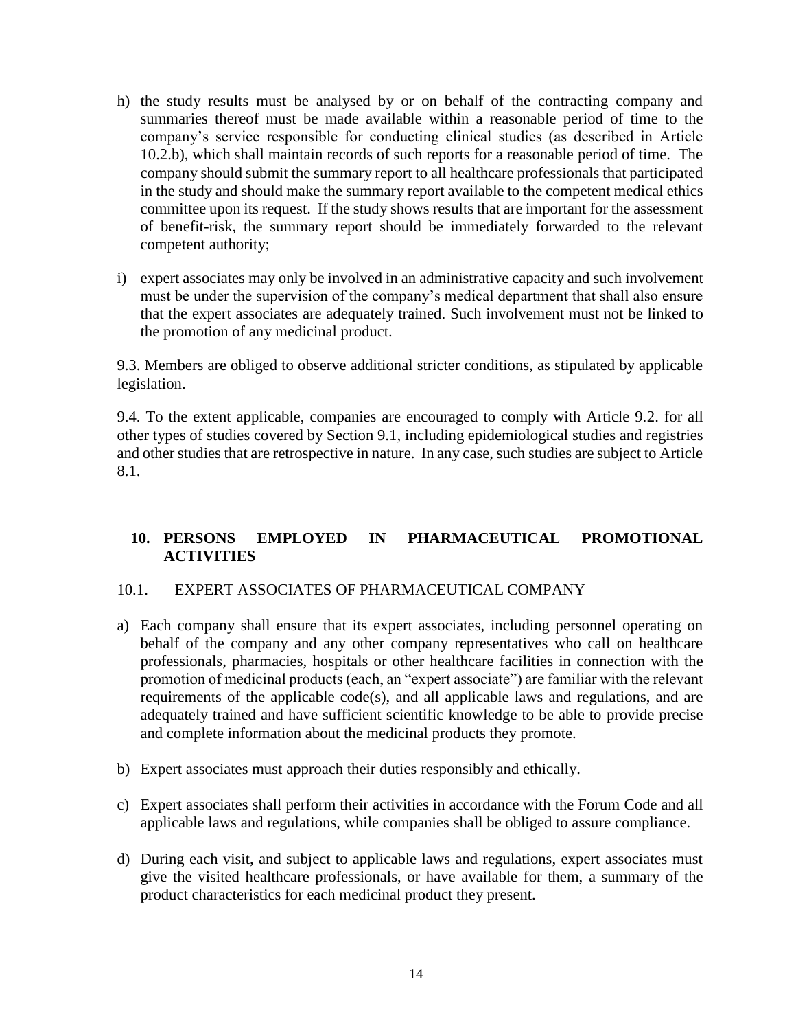h) the study results must be analysed by or on behalf of the contracting company and summaries thereof must be made available within a reasonable period of time to the company's service responsible for conducting clinical studies (as described in Article 10.2.b), which shall maintain records of such reports for a reasonable period of time. The company should submit the summary report to all healthcare professionals that participated in the study and should make the summary report available to the competent medical ethics committee upon its request. If the study shows results that are important for the assessment of benefit-risk, the summary report should be immediately forwarded to the relevant competent authority;

i) expert associates may only be involved in an administrative capacity and such involvement must be under the supervision of the company's medical department that shall also ensure that the expert associates are adequately trained. Such involvement must not be linked to the promotion of any medicinal product.

9.3. Members are obliged to observe additional stricter conditions, as stipulated by applicable legislation.

9.4. To the extent applicable, companies are encouraged to comply with Article 9.2. for all other types of studies covered by Section 9.1, including epidemiological studies and registries and other studies that are retrospective in nature. In any case, such studies are subject to Article 8.1.

## 10. PERSONS EMPLOYED IN PHARMACEUTICAL PROMOTIONAL ACTIVITIES

### 10.1. EXPERT ASSOCIATES OF PHARMACEUTICAL COMPANY

a) Each company shall ensure that its expert associates, including personnel operating on behalf of the company and any other company representatives who call on healthcare professionals, pharmacies, hospitals or other healthcare facilities in connection with the promotion of medicinal products (each, an "expert associate") are familiar with the relevant requirements of the applicable code(s), and all applicable laws and regulations, and are adequately trained and have sufficient scientific knowledge to be able to provide precise and complete information about the medicinal products they promote.

b) Expert associates must approach their duties responsibly and ethically.

c) Expert associates shall perform their activities in accordance with the Forum Code and all applicable laws and regulations, while companies shall be obliged to assure compliance.

d) During each visit, and subject to applicable laws and regulations, expert associates must give the visited healthcare professionals, or have available for them, a summary of the product characteristics for each medicinal product they present.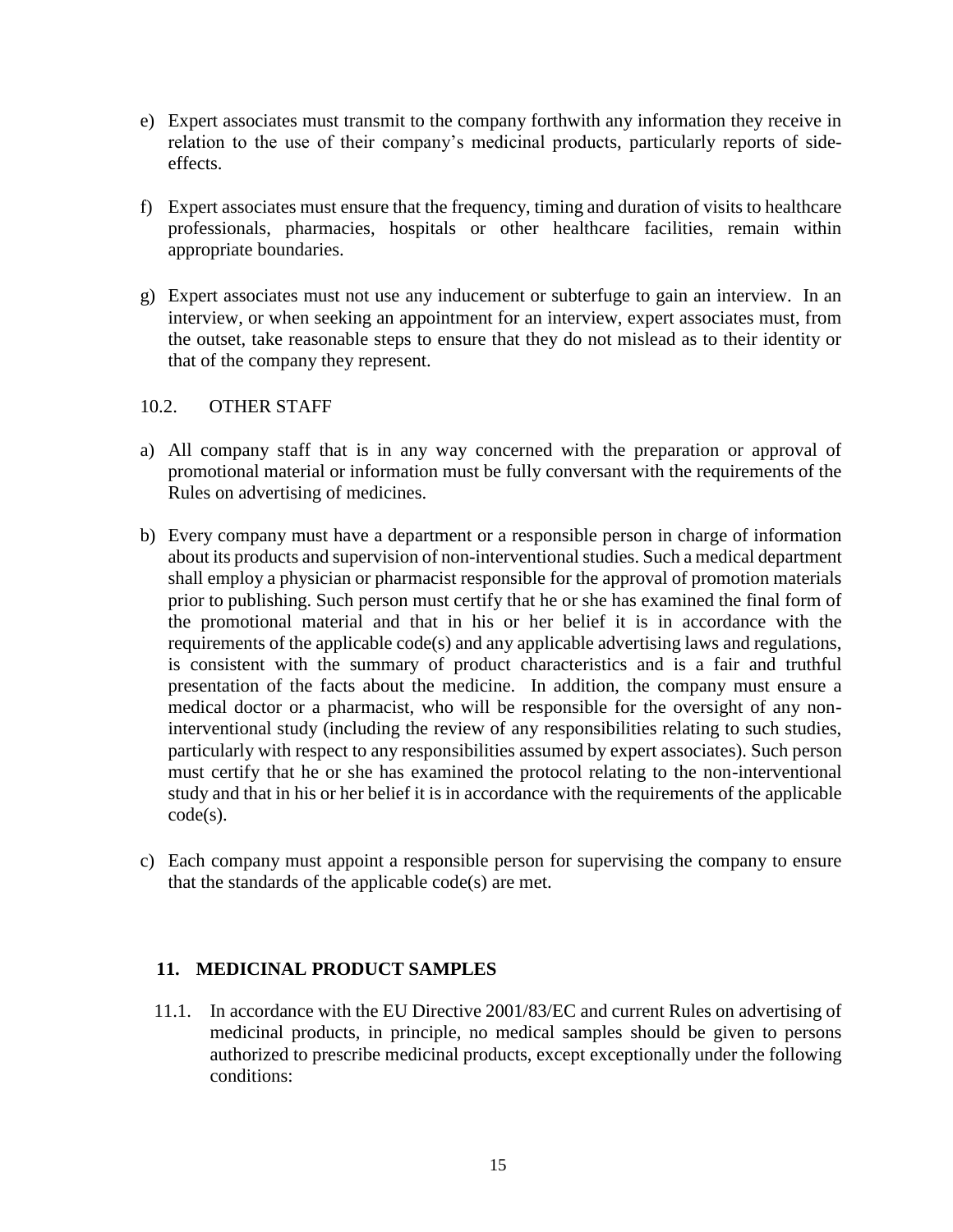e) Expert associates must transmit to the company forthwith any information they receive in relation to the use of their company's medicinal products, particularly reports of side-effects.

f) Expert associates must ensure that the frequency, timing and duration of visits to healthcare professionals, pharmacies, hospitals or other healthcare facilities, remain within appropriate boundaries.

g) Expert associates must not use any inducement or subterfuge to gain an interview. In an interview, or when seeking an appointment for an interview, expert associates must, from the outset, take reasonable steps to ensure that they do not mislead as to their identity or that of the company they represent.

### 10.2. OTHER STAFF

a) All company staff that is in any way concerned with the preparation or approval of promotional material or information must be fully conversant with the requirements of the Rules on advertising of medicines.

b) Every company must have a department or a responsible person in charge of information about its products and supervision of non-interventional studies. Such a medical department shall employ a physician or pharmacist responsible for the approval of promotion materials prior to publishing. Such person must certify that he or she has examined the final form of the promotional material and that in his or her belief it is in accordance with the requirements of the applicable code(s) and any applicable advertising laws and regulations, is consistent with the summary of product characteristics and is a fair and truthful presentation of the facts about the medicine. In addition, the company must ensure a medical doctor or a pharmacist, who will be responsible for the oversight of any non-interventional study (including the review of any responsibilities relating to such studies, particularly with respect to any responsibilities assumed by expert associates). Such person must certify that he or she has examined the protocol relating to the non-interventional study and that in his or her belief it is in accordance with the requirements of the applicable code(s).

c) Each company must appoint a responsible person for supervising the company to ensure that the standards of the applicable code(s) are met.

## 11. MEDICINAL PRODUCT SAMPLES

11.1. In accordance with the EU Directive 2001/83/EC and current Rules on advertising of medicinal products, in principle, no medical samples should be given to persons authorized to prescribe medicinal products, except exceptionally under the following conditions: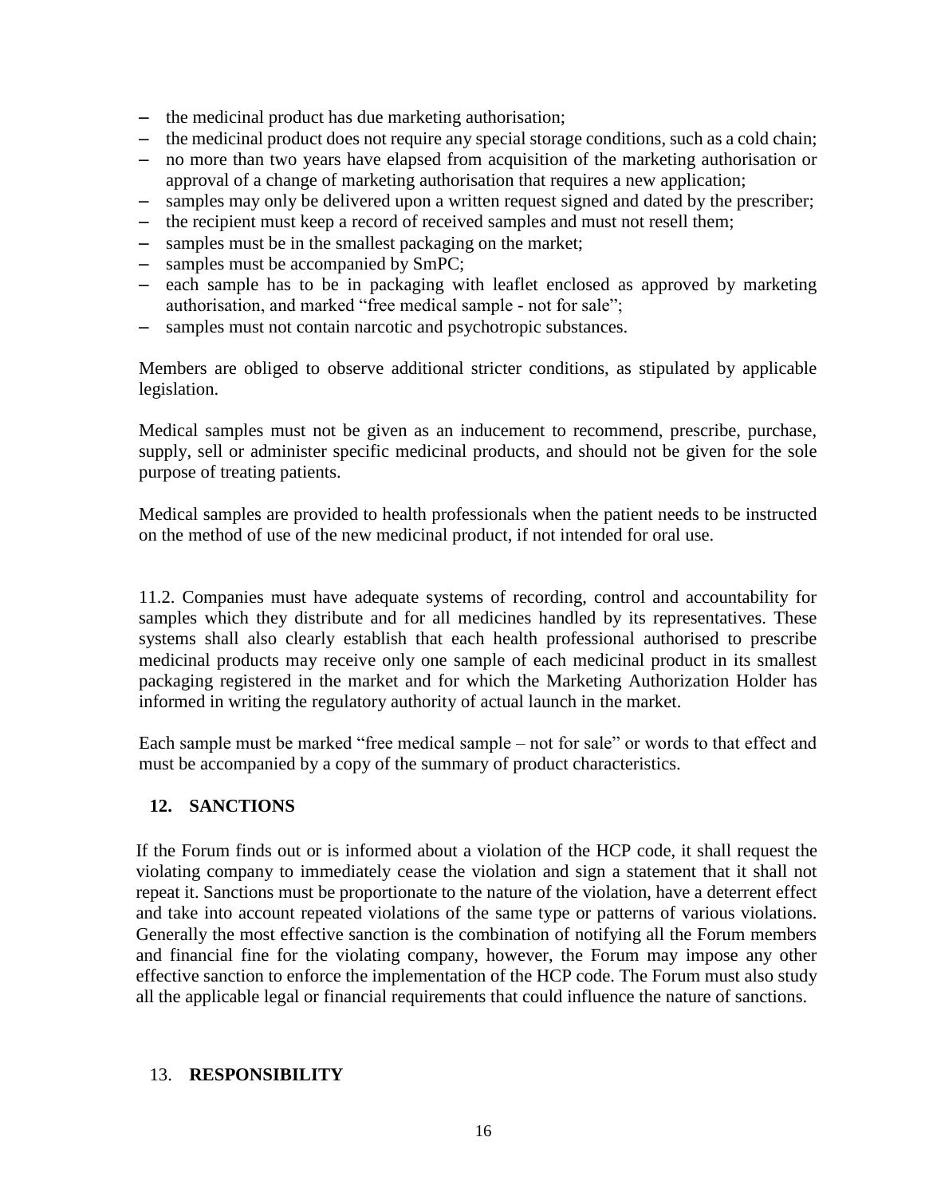- the medicinal product has due marketing authorisation;
- the medicinal product does not require any special storage conditions, such as a cold chain;
- no more than two years have elapsed from acquisition of the marketing authorisation or approval of a change of marketing authorisation that requires a new application;
- samples may only be delivered upon a written request signed and dated by the prescriber;
- the recipient must keep a record of received samples and must not resell them;
- samples must be in the smallest packaging on the market;
- samples must be accompanied by SmPC;
- each sample has to be in packaging with leaflet enclosed as approved by marketing authorisation, and marked "free medical sample - not for sale";
- samples must not contain narcotic and psychotropic substances.

Members are obliged to observe additional stricter conditions, as stipulated by applicable legislation.

Medical samples must not be given as an inducement to recommend, prescribe, purchase, supply, sell or administer specific medicinal products, and should not be given for the sole purpose of treating patients.

Medical samples are provided to health professionals when the patient needs to be instructed on the method of use of the new medicinal product, if not intended for oral use.

11.2. Companies must have adequate systems of recording, control and accountability for samples which they distribute and for all medicines handled by its representatives. These systems shall also clearly establish that each health professional authorised to prescribe medicinal products may receive only one sample of each medicinal product in its smallest packaging registered in the market and for which the Marketing Authorization Holder has informed in writing the regulatory authority of actual launch in the market.

Each sample must be marked "free medical sample – not for sale" or words to that effect and must be accompanied by a copy of the summary of product characteristics.

## 12. SANCTIONS

If the Forum finds out or is informed about a violation of the HCP code, it shall request the violating company to immediately cease the violation and sign a statement that it shall not repeat it. Sanctions must be proportionate to the nature of the violation, have a deterrent effect and take into account repeated violations of the same type or patterns of various violations. Generally the most effective sanction is the combination of notifying all the Forum members and financial fine for the violating company, however, the Forum may impose any other effective sanction to enforce the implementation of the HCP code. The Forum must also study all the applicable legal or financial requirements that could influence the nature of sanctions.

## 13. RESPONSIBILITY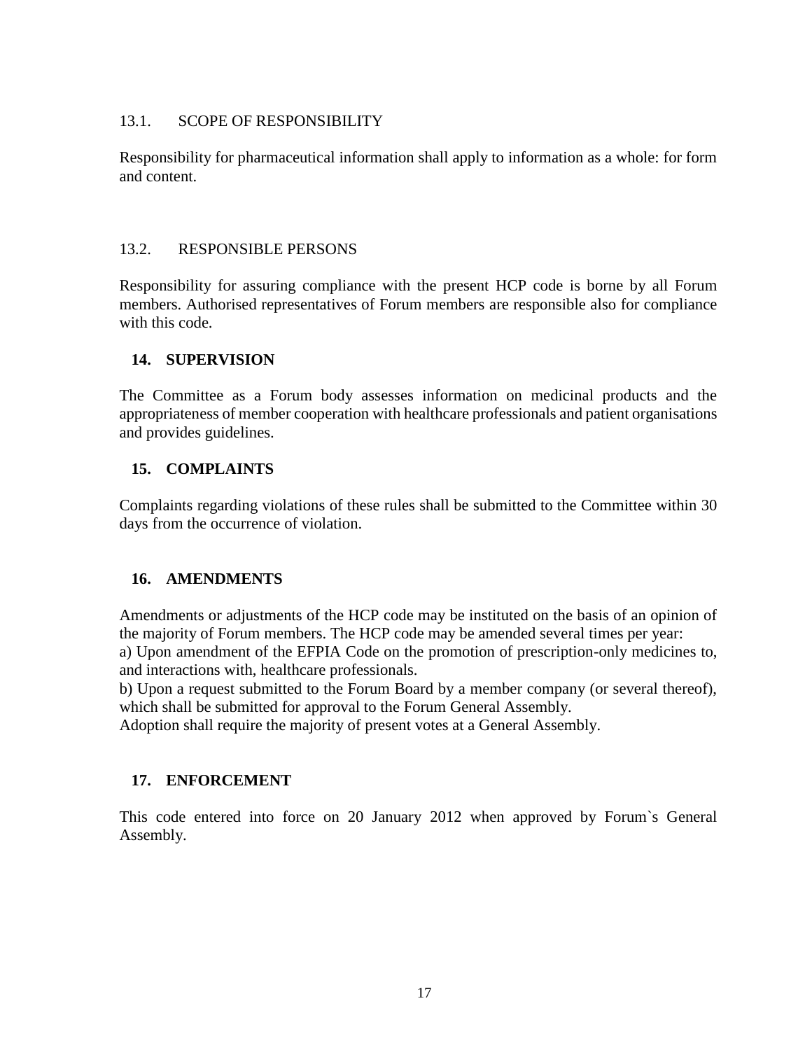### 13.1. SCOPE OF RESPONSIBILITY

Responsibility for pharmaceutical information shall apply to information as a whole: for form and content.

### 13.2. RESPONSIBLE PERSONS

Responsibility for assuring compliance with the present HCP code is borne by all Forum members. Authorised representatives of Forum members are responsible also for compliance with this code.

## 14. SUPERVISION

The Committee as a Forum body assesses information on medicinal products and the appropriateness of member cooperation with healthcare professionals and patient organisations and provides guidelines.

## 15. COMPLAINTS

Complaints regarding violations of these rules shall be submitted to the Committee within 30 days from the occurrence of violation.

## 16. AMENDMENTS

Amendments or adjustments of the HCP code may be instituted on the basis of an opinion of the majority of Forum members. The HCP code may be amended several times per year:

a) Upon amendment of the EFPIA Code on the promotion of prescription-only medicines to, and interactions with, healthcare professionals.

b) Upon a request submitted to the Forum Board by a member company (or several thereof), which shall be submitted for approval to the Forum General Assembly.

Adoption shall require the majority of present votes at a General Assembly.

## 17. ENFORCEMENT

This code entered into force on 20 January 2012 when approved by Forum`s General Assembly.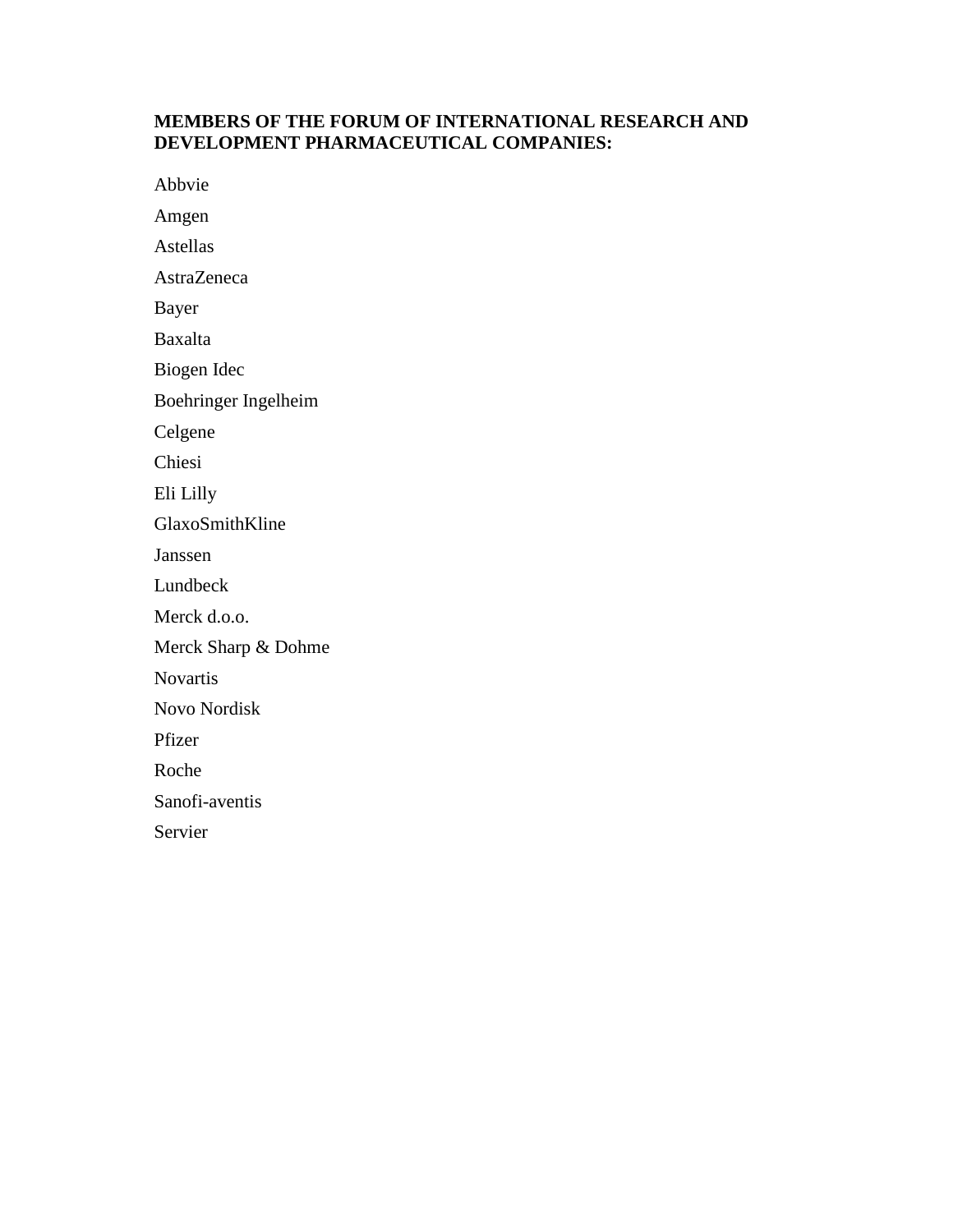**MEMBERS OF THE FORUM OF INTERNATIONAL RESEARCH AND DEVELOPMENT PHARMACEUTICAL COMPANIES:**

Abbvie

Amgen

Astellas

AstraZeneca

Bayer

Baxalta

Biogen Idec

Boehringer Ingelheim

Celgene

Chiesi

Eli Lilly

GlaxoSmithKline

Janssen

Lundbeck

Merck d.o.o.

Merck Sharp & Dohme

Novartis

Novo Nordisk

Pfizer

Roche

Sanofi-aventis

Servier